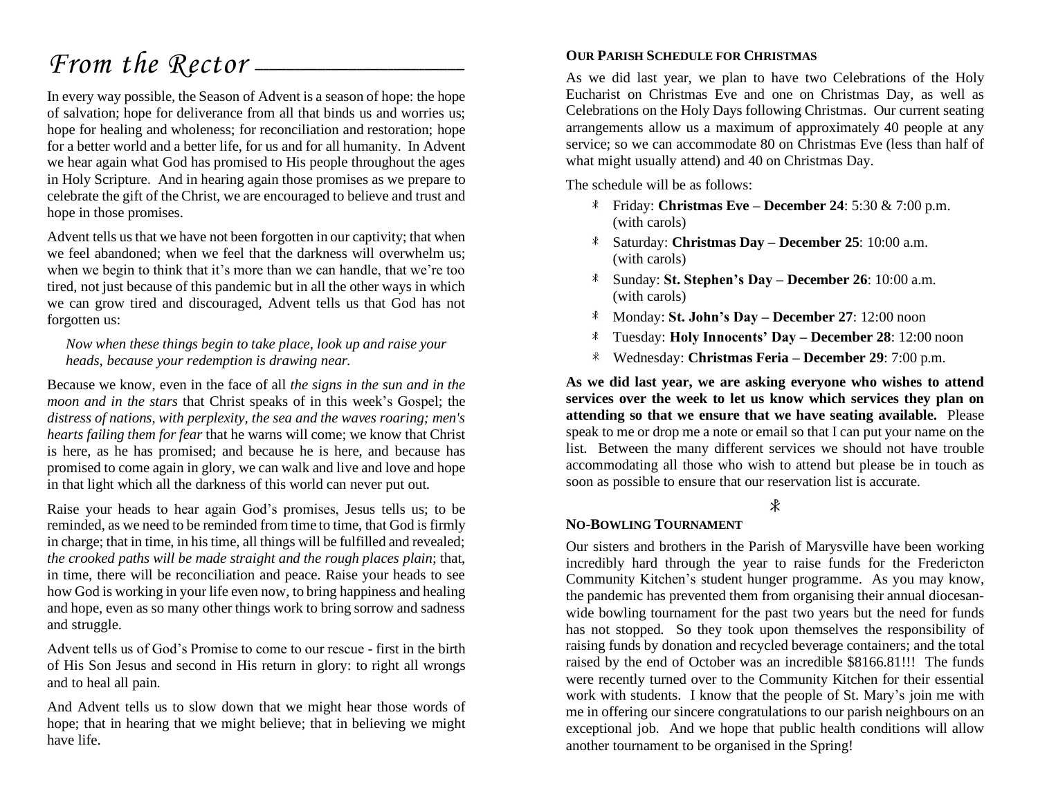# *From the Rector*

In every way possible, the Season of Advent is a season of hope: the hope of salvation; hope for deliverance from all that binds us and worries us; hope for healing and wholeness; for reconciliation and restoration; hope for a better world and a better life, for us and for all humanity. In Advent we hear again what God has promised to His people throughout the ages in Holy Scripture. And in hearing again those promises as we prepare to celebrate the gift of the Christ, we are encouraged to believe and trust and hope in those promises.

Advent tells us that we have not been forgotten in our captivity; that when we feel abandoned; when we feel that the darkness will overwhelm us; when we begin to think that it's more than we can handle, that we're too tired, not just because of this pandemic but in all the other ways in which we can grow tired and discouraged, Advent tells us that God has not forgotten us:

> *Now when these things begin to take place, look up and raise your heads, because your redemption is drawing near.*

Because we know, even in the face of all *the signs in the sun and in the moon and in the stars* that Christ speaks of in this week's Gospel; the *distress of nations, with perplexity, the sea and the waves roaring; men's hearts failing them for fear* that he warns will come; we know that Christ is here, as he has promised; and because he is here, and because has promised to come again in glory, we can walk and live and love and hope in that light which all the darkness of this world can never put out.

Raise your heads to hear again God's promises, Jesus tells us; to be reminded, as we need to be reminded from time to time, that God is firmly in charge; that in time, in his time, all things will be fulfilled and revealed; *the crooked paths will be made straight and the rough places plain*; that, in time, there will be reconciliation and peace. Raise your heads to see how God is working in your life even now, to bring happiness and healing and hope, even as so many other things work to bring sorrow and sadness and struggle.

Advent tells us of God's Promise to come to our rescue - first in the birth of His Son Jesus and second in His return in glory: to right all wrongs and to heal all pain.

And Advent tells us to slow down that we might hear those words of hope; that in hearing that we might believe; that in believing we might have life.

### Our Parish Schedule for Christmas

As we did last year, we plan to have two Celebrations of the Holy Eucharist on Christmas Eve and one on Christmas Day, as well as Celebrations on the Holy Days following Christmas. Our current seating arrangements allow us a maximum of approximately 40 people at any service; so we can accommodate 80 on Christmas Eve (less than half of what might usually attend) and 40 on Christmas Day.

The schedule will be as follows:

- Friday: **Christmas Eve – December 24**: 5:30 & 7:00 p.m. (with carols)
- Saturday: **Christmas Day – December 25**: 10:00 a.m. (with carols)
- Sunday: **St. Stephen's Day – December 26**: 10:00 a.m. (with carols)
- Monday: **St. John's Day – December 27**: 12:00 noon
- Tuesday: **Holy Innocents' Day – December 28**: 12:00 noon
- Wednesday: **Christmas Feria – December 29**: 7:00 p.m.

**As we did last year, we are asking everyone who wishes to attend services over the week to let us know which services they plan on attending so that we ensure that we have seating available.** Please speak to me or drop me a note or email so that I can put your name on the list. Between the many different services we should not have trouble accommodating all those who wish to attend but please be in touch as soon as possible to ensure that our reservation list is accurate.

### No-Bowling Tournament

Our sisters and brothers in the Parish of Marysville have been working incredibly hard through the year to raise funds for the Fredericton Community Kitchen's student hunger programme. As you may know, the pandemic has prevented them from organising their annual diocesan-wide bowling tournament for the past two years but the need for funds has not stopped. So they took upon themselves the responsibility of raising funds by donation and recycled beverage containers; and the total raised by the end of October was an incredible $8166.81!!! The funds were recently turned over to the Community Kitchen for their essential work with students. I know that the people of St. Mary's join me with me in offering our sincere congratulations to our parish neighbours on an exceptional job. And we hope that public health conditions will allow another tournament to be organised in the Spring!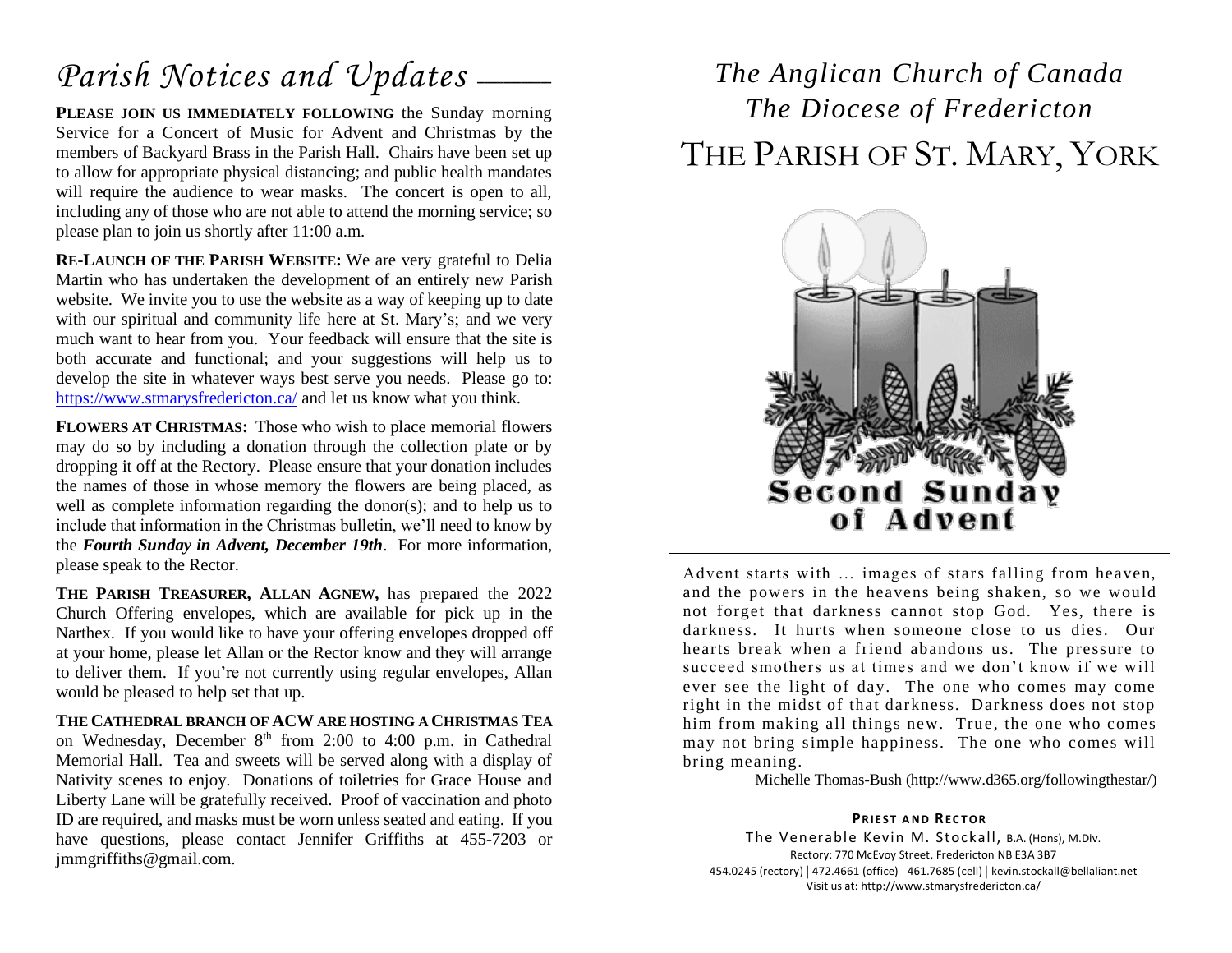# *Parish Notices and Updates*

**PLEASE JOIN US IMMEDIATELY FOLLOWING** the Sunday morning Service for a Concert of Music for Advent and Christmas by the members of Backyard Brass in the Parish Hall. Chairs have been set up to allow for appropriate physical distancing; and public health mandates will require the audience to wear masks. The concert is open to all, including any of those who are not able to attend the morning service; so please plan to join us shortly after 11:00 a.m.

**RE-LAUNCH OF THE PARISH WEBSITE:** We are very grateful to Delia Martin who has undertaken the development of an entirely new Parish website. We invite you to use the website as a way of keeping up to date with our spiritual and community life here at St. Mary's; and we very much want to hear from you. Your feedback will ensure that the site is both accurate and functional; and your suggestions will help us to develop the site in whatever ways best serve you needs. Please go to: https://www.stmarysfredericton.ca/ and let us know what you think.

**FLOWERS AT CHRISTMAS:** Those who wish to place memorial flowers may do so by including a donation through the collection plate or by dropping it off at the Rectory. Please ensure that your donation includes the names of those in whose memory the flowers are being placed, as well as complete information regarding the donor(s); and to help us to include that information in the Christmas bulletin, we'll need to know by the ***Fourth Sunday in Advent, December 19th***. For more information, please speak to the Rector.

**THE PARISH TREASURER, ALLAN AGNEW,** has prepared the 2022 Church Offering envelopes, which are available for pick up in the Narthex. If you would like to have your offering envelopes dropped off at your home, please let Allan or the Rector know and they will arrange to deliver them. If you're not currently using regular envelopes, Allan would be pleased to help set that up.

**THE CATHEDRAL BRANCH OF ACW ARE HOSTING A CHRISTMAS TEA** on Wednesday, December 8th from 2:00 to 4:00 p.m. in Cathedral Memorial Hall. Tea and sweets will be served along with a display of Nativity scenes to enjoy. Donations of toiletries for Grace House and Liberty Lane will be gratefully received. Proof of vaccination and photo ID are required, and masks must be worn unless seated and eating. If you have questions, please contact Jennifer Griffiths at 455-7203 or jmmgriffiths@gmail.com.

*The Anglican Church of Canada*
*The Diocese of Fredericton*

# THE PARISH OF ST. MARY, YORK

**Second Sunday of Advent**

Advent starts with ... images of stars falling from heaven, and the powers in the heavens being shaken, so we would not forget that darkness cannot stop God. Yes, there is darkness. It hurts when someone close to us dies. Our hearts break when a friend abandons us. The pressure to succeed smothers us at times and we don't know if we will ever see the light of day. The one who comes may come right in the midst of that darkness. Darkness does not stop him from making all things new. True, the one who comes may not bring simple happiness. The one who comes will bring meaning.

Michelle Thomas-Bush (http://www.d365.org/followingthestar/)

**PRIEST AND RECTOR**

The Venerable Kevin M. Stockall, B.A. (Hons), M.Div.
Rectory: 770 McEvoy Street, Fredericton NB E3A 3B7
454.0245 (rectory) | 472.4661 (office) | 461.7685 (cell) | kevin.stockall@bellaliant.net
Visit us at: http://www.stmarysfredericton.ca/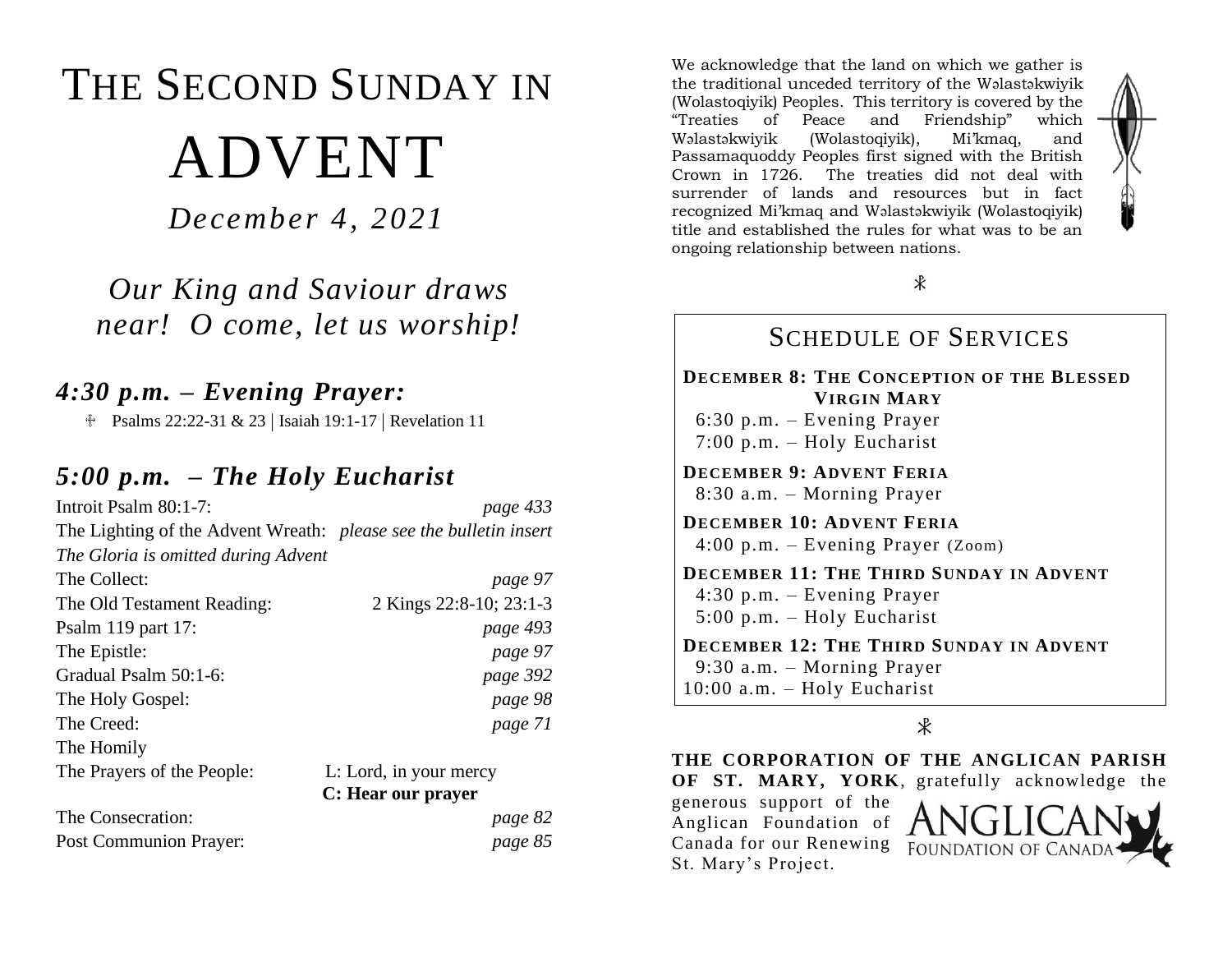# THE SECOND SUNDAY IN ADVENT

*December 4, 2021*

*Our King and Saviour draws near! O come, let us worship!*

## *4:30 p.m. – Evening Prayer:*

- Psalms 22:22-31 & 23 | Isaiah 19:1-17 | Revelation 11

## *5:00 p.m. – The Holy Eucharist*

| | |
|---|---|
| Introit Psalm 80:1-7: | *page 433* |
| The Lighting of the Advent Wreath: | *please see the bulletin insert* |
| *The Gloria is omitted during Advent* | |
| The Collect: | *page 97* |
| The Old Testament Reading: | 2 Kings 22:8-10; 23:1-3 |
| Psalm 119 part 17: | *page 493* |
| The Epistle: | *page 97* |
| Gradual Psalm 50:1-6: | *page 392* |
| The Holy Gospel: | *page 98* |
| The Creed: | *page 71* |
| The Homily | |
| The Prayers of the People: | L: Lord, in your mercy<br>**C: Hear our prayer** |
| The Consecration: | *page 82* |
| Post Communion Prayer: | *page 85* |

We acknowledge that the land on which we gather is the traditional unceded territory of the Wəlastəkwiyik (Wolastoqiyik) Peoples. This territory is covered by the "Treaties of Peace and Friendship" which Wəlastəkwiyik (Wolastoqiyik), Mi'kmaq, and Passamaquoddy Peoples first signed with the British Crown in 1726. The treaties did not deal with surrender of lands and resources but in fact recognized Mi'kmaq and Wəlastəkwiyik (Wolastoqiyik) title and established the rules for what was to be an ongoing relationship between nations.

## SCHEDULE OF SERVICES

**DECEMBER 8: THE CONCEPTION OF THE BLESSED VIRGIN MARY**
6:30 p.m. – Evening Prayer
7:00 p.m. – Holy Eucharist

**DECEMBER 9: ADVENT FERIA**
8:30 a.m. – Morning Prayer

**DECEMBER 10: ADVENT FERIA**
4:00 p.m. – Evening Prayer (Zoom)

**DECEMBER 11: THE THIRD SUNDAY IN ADVENT**
4:30 p.m. – Evening Prayer
5:00 p.m. – Holy Eucharist

**DECEMBER 12: THE THIRD SUNDAY IN ADVENT**
9:30 a.m. – Morning Prayer
10:00 a.m. – Holy Eucharist

**THE CORPORATION OF THE ANGLICAN PARISH OF ST. MARY, YORK**, gratefully acknowledge the generous support of the Anglican Foundation of Canada for our Renewing St. Mary's Project.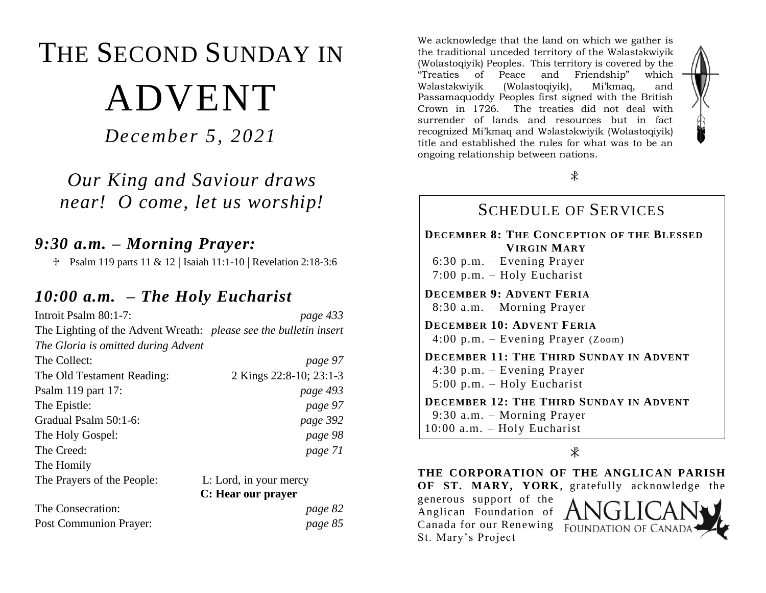# THE SECOND SUNDAY IN ADVENT

*December 5, 2021*

*Our King and Saviour draws near! O come, let us worship!*

## *9:30 a.m. – Morning Prayer:*

♰ Psalm 119 parts 11 & 12 | Isaiah 11:1-10 | Revelation 2:18-3:6

## *10:00 a.m. – The Holy Eucharist*

| | |
|---|---|
| Introit Psalm 80:1-7: | *page 433* |
| The Lighting of the Advent Wreath: | *please see the bulletin insert* |
| *The Gloria is omitted during Advent* | |
| The Collect: | *page 97* |
| The Old Testament Reading: | 2 Kings 22:8-10; 23:1-3 |
| Psalm 119 part 17: | *page 493* |
| The Epistle: | *page 97* |
| Gradual Psalm 50:1-6: | *page 392* |
| The Holy Gospel: | *page 98* |
| The Creed: | *page 71* |
| The Homily | |
| The Prayers of the People: | L: Lord, in your mercy<br>**C: Hear our prayer** |
| The Consecration: | *page 82* |
| Post Communion Prayer: | *page 85* |

We acknowledge that the land on which we gather is the traditional unceded territory of the Wəlastəkwiyik (Wolastoqiyik) Peoples. This territory is covered by the "Treaties of Peace and Friendship" which Wəlastəkwiyik (Wolastoqiyik), Mi'kmaq, and Passamaquoddy Peoples first signed with the British Crown in 1726. The treaties did not deal with surrender of lands and resources but in fact recognized Mi'kmaq and Wəlastəkwiyik (Wolastoqiyik) title and established the rules for what was to be an ongoing relationship between nations.

## SCHEDULE OF SERVICES

**DECEMBER 8: THE CONCEPTION OF THE BLESSED VIRGIN MARY**
6:30 p.m. – Evening Prayer
7:00 p.m. – Holy Eucharist

**DECEMBER 9: ADVENT FERIA**
8:30 a.m. – Morning Prayer

**DECEMBER 10: ADVENT FERIA**
4:00 p.m. – Evening Prayer (Zoom)

**DECEMBER 11: THE THIRD SUNDAY IN ADVENT**
4:30 p.m. – Evening Prayer
5:00 p.m. – Holy Eucharist

**DECEMBER 12: THE THIRD SUNDAY IN ADVENT**
9:30 a.m. – Morning Prayer
10:00 a.m. – Holy Eucharist

**THE CORPORATION OF THE ANGLICAN PARISH OF ST. MARY, YORK**, gratefully acknowledge the generous support of the Anglican Foundation of Canada for our Renewing St. Mary's Project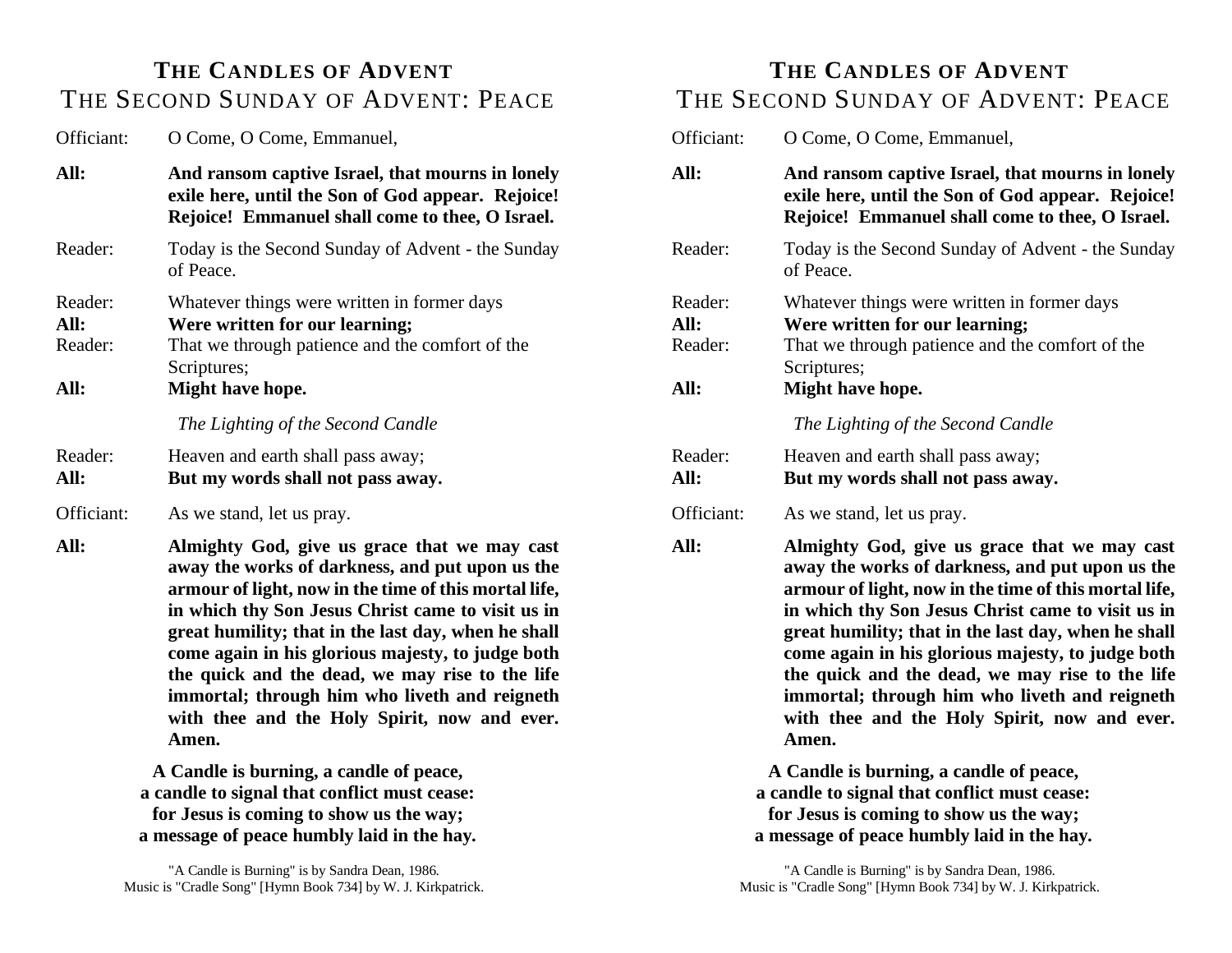# THE CANDLES OF ADVENT
## THE SECOND SUNDAY OF ADVENT: PEACE

Officiant: O Come, O Come, Emmanuel,

**All: And ransom captive Israel, that mourns in lonely exile here, until the Son of God appear. Rejoice! Rejoice! Emmanuel shall come to thee, O Israel.**

Reader: Today is the Second Sunday of Advent - the Sunday of Peace.

Reader: Whatever things were written in former days
**All: Were written for our learning;**
Reader: That we through patience and the comfort of the Scriptures;
**All: Might have hope.**

*The Lighting of the Second Candle*

Reader: Heaven and earth shall pass away;
**All: But my words shall not pass away.**

Officiant: As we stand, let us pray.

**All: Almighty God, give us grace that we may cast away the works of darkness, and put upon us the armour of light, now in the time of this mortal life, in which thy Son Jesus Christ came to visit us in great humility; that in the last day, when he shall come again in his glorious majesty, to judge both the quick and the dead, we may rise to the life immortal; through him who liveth and reigneth with thee and the Holy Spirit, now and ever. Amen.**

**A Candle is burning, a candle of peace,**
**a candle to signal that conflict must cease:**
**for Jesus is coming to show us the way;**
**a message of peace humbly laid in the hay.**

"A Candle is Burning" is by Sandra Dean, 1986.
Music is "Cradle Song" [Hymn Book 734] by W. J. Kirkpatrick.

# THE CANDLES OF ADVENT
## THE SECOND SUNDAY OF ADVENT: PEACE

Officiant: O Come, O Come, Emmanuel,

**All: And ransom captive Israel, that mourns in lonely exile here, until the Son of God appear. Rejoice! Rejoice! Emmanuel shall come to thee, O Israel.**

Reader: Today is the Second Sunday of Advent - the Sunday of Peace.

Reader: Whatever things were written in former days
**All: Were written for our learning;**
Reader: That we through patience and the comfort of the Scriptures;
**All: Might have hope.**

*The Lighting of the Second Candle*

Reader: Heaven and earth shall pass away;
**All: But my words shall not pass away.**

Officiant: As we stand, let us pray.

**All: Almighty God, give us grace that we may cast away the works of darkness, and put upon us the armour of light, now in the time of this mortal life, in which thy Son Jesus Christ came to visit us in great humility; that in the last day, when he shall come again in his glorious majesty, to judge both the quick and the dead, we may rise to the life immortal; through him who liveth and reigneth with thee and the Holy Spirit, now and ever. Amen.**

**A Candle is burning, a candle of peace,**
**a candle to signal that conflict must cease:**
**for Jesus is coming to show us the way;**
**a message of peace humbly laid in the hay.**

"A Candle is Burning" is by Sandra Dean, 1986.
Music is "Cradle Song" [Hymn Book 734] by W. J. Kirkpatrick.